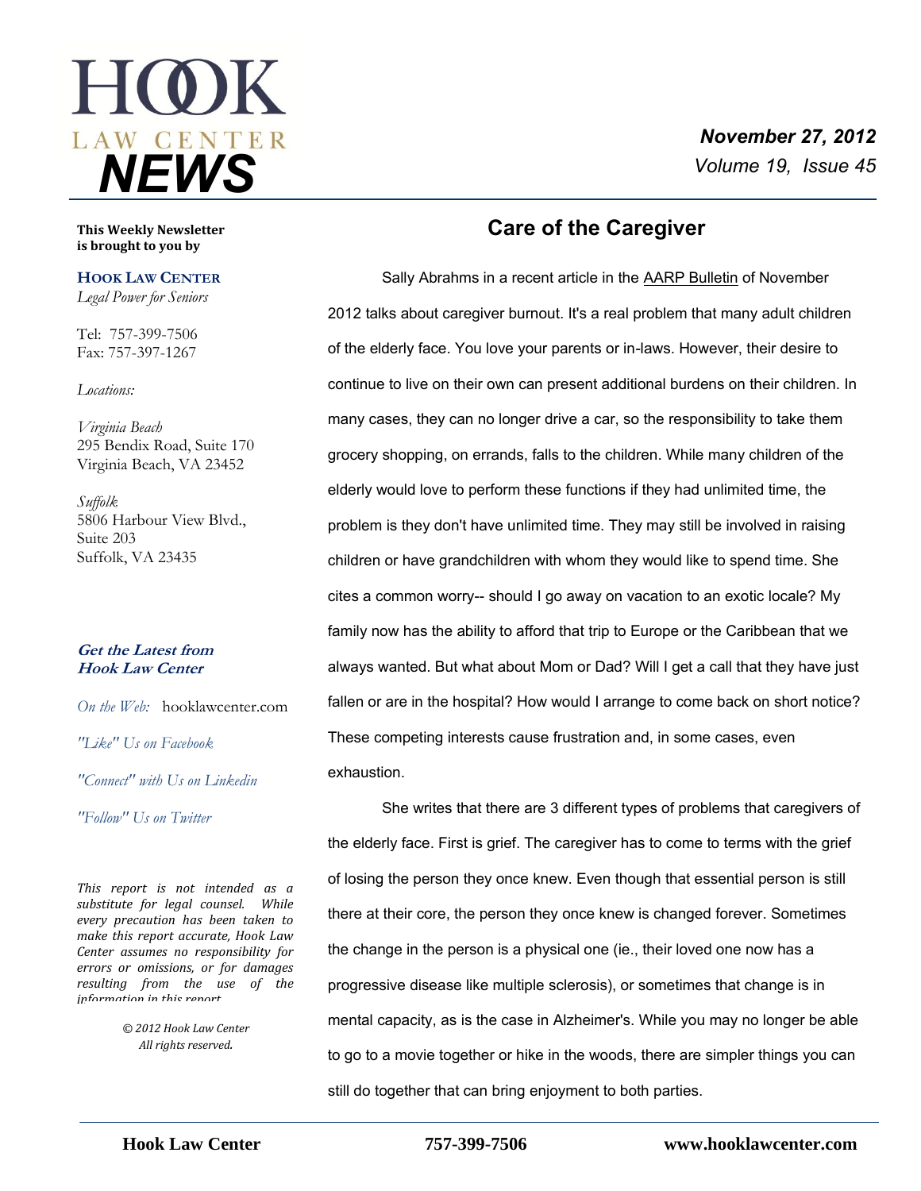# HOOK LAW CENTER NEWS

***November 27, 2012***
*Volume 19, Issue 45*

**This Weekly Newsletter is brought to you by**

**HOOK LAW CENTER**
*Legal Power for Seniors*

Tel: 757-399-7506
Fax: 757-397-1267

*Locations:*

*Virginia Beach*
295 Bendix Road, Suite 170
Virginia Beach, VA 23452

*Suffolk*
5806 Harbour View Blvd., Suite 203
Suffolk, VA 23435

***Get the Latest from Hook Law Center***

*On the Web:* hooklawcenter.com

*"Like" Us on Facebook*

*"Connect" with Us on Linkedin*

*"Follow" Us on Twitter*

*This report is not intended as a substitute for legal counsel. While every precaution has been taken to make this report accurate, Hook Law Center assumes no responsibility for errors or omissions, or for damages resulting from the use of the information in this report.*

*© 2012 Hook Law Center*
*All rights reserved.*

## Care of the Caregiver

Sally Abrahms in a recent article in the AARP Bulletin of November 2012 talks about caregiver burnout. It's a real problem that many adult children of the elderly face. You love your parents or in-laws. However, their desire to continue to live on their own can present additional burdens on their children. In many cases, they can no longer drive a car, so the responsibility to take them grocery shopping, on errands, falls to the children. While many children of the elderly would love to perform these functions if they had unlimited time, the problem is they don't have unlimited time. They may still be involved in raising children or have grandchildren with whom they would like to spend time. She cites a common worry-- should I go away on vacation to an exotic locale? My family now has the ability to afford that trip to Europe or the Caribbean that we always wanted. But what about Mom or Dad? Will I get a call that they have just fallen or are in the hospital? How would I arrange to come back on short notice? These competing interests cause frustration and, in some cases, even exhaustion.

She writes that there are 3 different types of problems that caregivers of the elderly face. First is grief. The caregiver has to come to terms with the grief of losing the person they once knew. Even though that essential person is still there at their core, the person they once knew is changed forever. Sometimes the change in the person is a physical one (ie., their loved one now has a progressive disease like multiple sclerosis), or sometimes that change is in mental capacity, as is the case in Alzheimer's. While you may no longer be able to go to a movie together or hike in the woods, there are simpler things you can still do together that can bring enjoyment to both parties.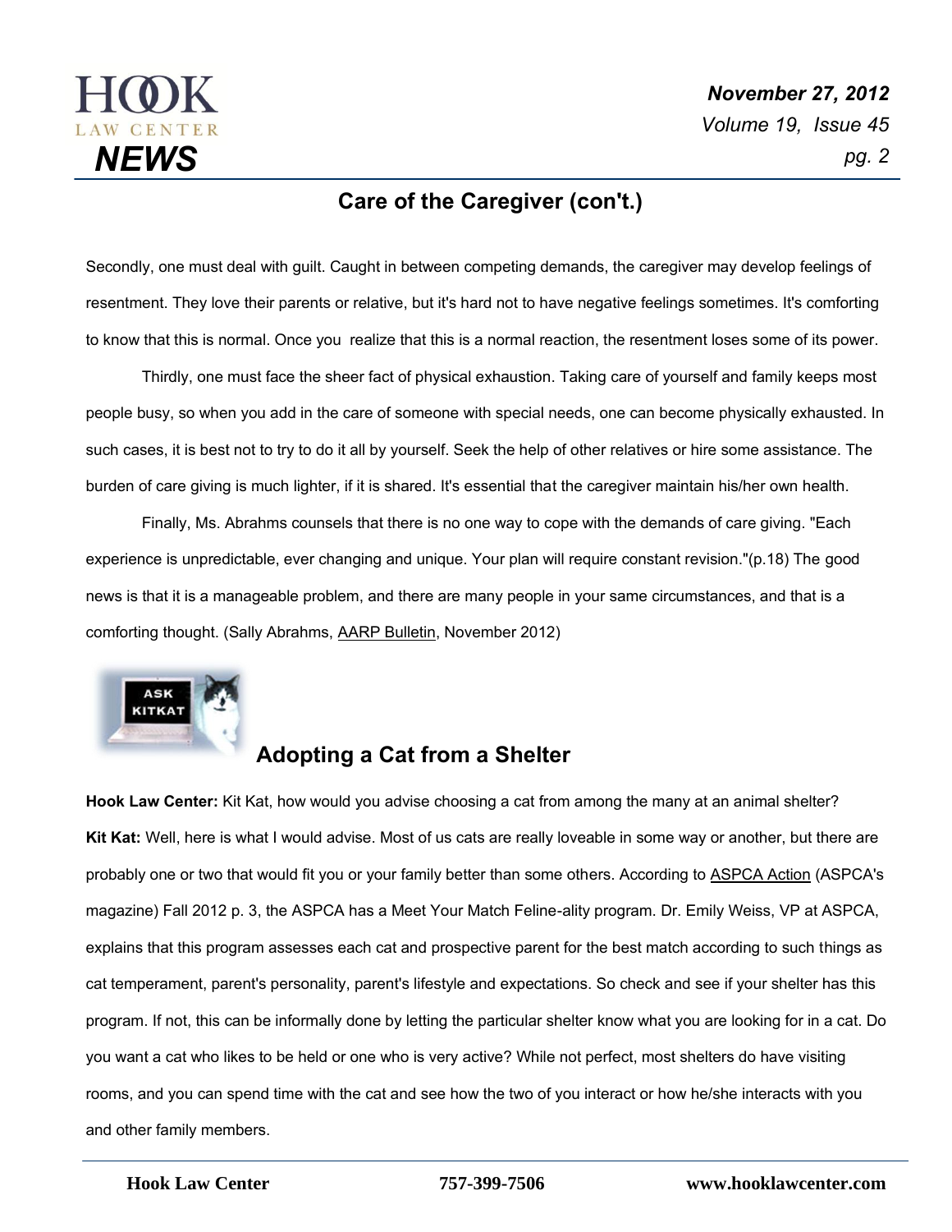## Care of the Caregiver (con't.)

Secondly, one must deal with guilt. Caught in between competing demands, the caregiver may develop feelings of resentment. They love their parents or relative, but it's hard not to have negative feelings sometimes. It's comforting to know that this is normal. Once you realize that this is a normal reaction, the resentment loses some of its power.

Thirdly, one must face the sheer fact of physical exhaustion. Taking care of yourself and family keeps most people busy, so when you add in the care of someone with special needs, one can become physically exhausted. In such cases, it is best not to try to do it all by yourself. Seek the help of other relatives or hire some assistance. The burden of care giving is much lighter, if it is shared. It's essential that the caregiver maintain his/her own health.

Finally, Ms. Abrahms counsels that there is no one way to cope with the demands of care giving. "Each experience is unpredictable, ever changing and unique. Your plan will require constant revision."(p.18) The good news is that it is a manageable problem, and there are many people in your same circumstances, and that is a comforting thought. (Sally Abrahms, AARP Bulletin, November 2012)

## Adopting a Cat from a Shelter

**Hook Law Center:** Kit Kat, how would you advise choosing a cat from among the many at an animal shelter?

**Kit Kat:** Well, here is what I would advise. Most of us cats are really loveable in some way or another, but there are probably one or two that would fit you or your family better than some others. According to ASPCA Action (ASPCA's magazine) Fall 2012 p. 3, the ASPCA has a Meet Your Match Feline-ality program. Dr. Emily Weiss, VP at ASPCA, explains that this program assesses each cat and prospective parent for the best match according to such things as cat temperament, parent's personality, parent's lifestyle and expectations. So check and see if your shelter has this program. If not, this can be informally done by letting the particular shelter know what you are looking for in a cat. Do you want a cat who likes to be held or one who is very active? While not perfect, most shelters do have visiting rooms, and you can spend time with the cat and see how the two of you interact or how he/she interacts with you and other family members.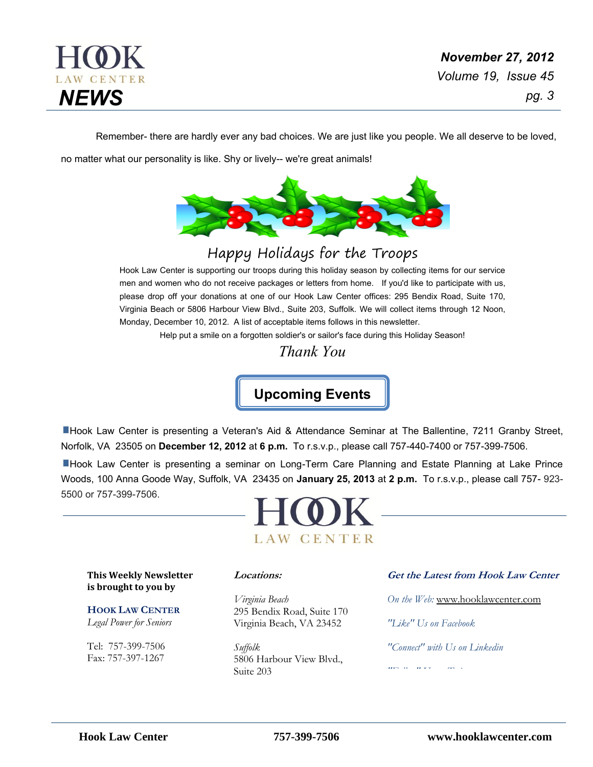Remember- there are hardly ever any bad choices. We are just like you people. We all deserve to be loved, no matter what our personality is like. Shy or lively-- we're great animals!

## Happy Holidays for the Troops

Hook Law Center is supporting our troops during this holiday season by collecting items for our service men and women who do not receive packages or letters from home. If you'd like to participate with us, please drop off your donations at one of our Hook Law Center offices: 295 Bendix Road, Suite 170, Virginia Beach or 5806 Harbour View Blvd., Suite 203, Suffolk. We will collect items through 12 Noon, Monday, December 10, 2012. A list of acceptable items follows in this newsletter.

Help put a smile on a forgotten soldier's or sailor's face during this Holiday Season!

*Thank You*

## Upcoming Events

- Hook Law Center is presenting a Veteran's Aid & Attendance Seminar at The Ballentine, 7211 Granby Street, Norfolk, VA 23505 on **December 12, 2012** at **6 p.m.** To r.s.v.p., please call 757-440-7400 or 757-399-7506.
- Hook Law Center is presenting a seminar on Long-Term Care Planning and Estate Planning at Lake Prince Woods, 100 Anna Goode Way, Suffolk, VA 23435 on **January 25, 2013** at **2 p.m.** To r.s.v.p., please call 757- 923-5500 or 757-399-7506.

HOOK LAW CENTER

**This Weekly Newsletter is brought to you by**

**HOOK LAW CENTER**
*Legal Power for Seniors*

Tel: 757-399-7506
Fax: 757-397-1267

***Locations:***

*Virginia Beach*
295 Bendix Road, Suite 170
Virginia Beach, VA 23452

*Suffolk*
5806 Harbour View Blvd.,
Suite 203

***Get the Latest from Hook Law Center***

*On the Web:* www.hooklawcenter.com

*"Like" Us on Facebook*

*"Connect" with Us on Linkedin*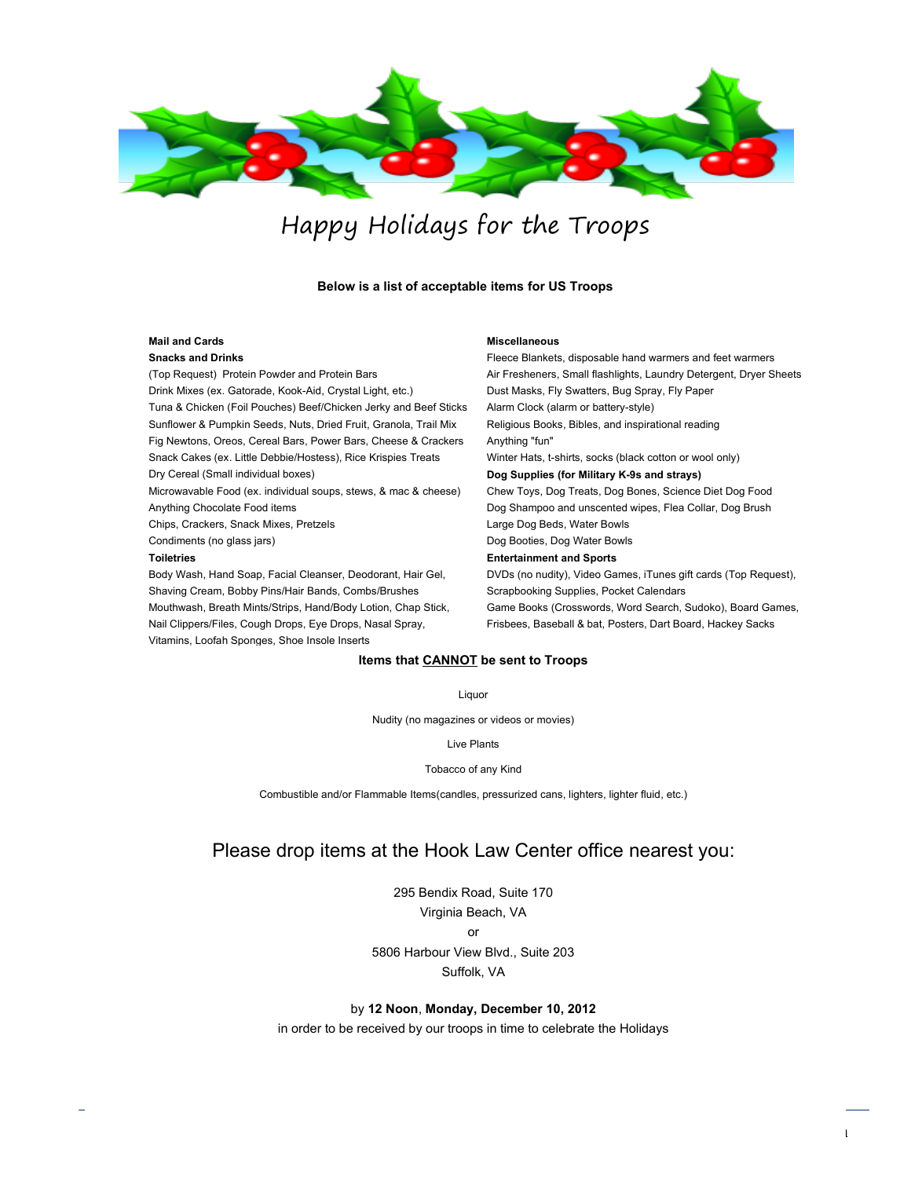# Happy Holidays for the Troops

**Below is a list of acceptable items for US Troops**

**Mail and Cards**

**Snacks and Drinks**

(Top Request) Protein Powder and Protein Bars
Drink Mixes (ex. Gatorade, Kook-Aid, Crystal Light, etc.)
Tuna & Chicken (Foil Pouches) Beef/Chicken Jerky and Beef Sticks
Sunflower & Pumpkin Seeds, Nuts, Dried Fruit, Granola, Trail Mix
Fig Newtons, Oreos, Cereal Bars, Power Bars, Cheese & Crackers
Snack Cakes (ex. Little Debbie/Hostess), Rice Krispies Treats
Dry Cereal (Small individual boxes)
Microwavable Food (ex. individual soups, stews, & mac & cheese)
Anything Chocolate Food items
Chips, Crackers, Snack Mixes, Pretzels
Condiments (no glass jars)

**Toiletries**

Body Wash, Hand Soap, Facial Cleanser, Deodorant, Hair Gel, Shaving Cream, Bobby Pins/Hair Bands, Combs/Brushes Mouthwash, Breath Mints/Strips, Hand/Body Lotion, Chap Stick, Nail Clippers/Files, Cough Drops, Eye Drops, Nasal Spray, Vitamins, Loofah Sponges, Shoe Insole Inserts

**Miscellaneous**

Fleece Blankets, disposable hand warmers and feet warmers
Air Fresheners, Small flashlights, Laundry Detergent, Dryer Sheets
Dust Masks, Fly Swatters, Bug Spray, Fly Paper
Alarm Clock (alarm or battery-style)
Religious Books, Bibles, and inspirational reading
Anything "fun"
Winter Hats, t-shirts, socks (black cotton or wool only)

**Dog Supplies (for Military K-9s and strays)**

Chew Toys, Dog Treats, Dog Bones, Science Diet Dog Food
Dog Shampoo and unscented wipes, Flea Collar, Dog Brush
Large Dog Beds, Water Bowls
Dog Booties, Dog Water Bowls

**Entertainment and Sports**

DVDs (no nudity), Video Games, iTunes gift cards (Top Request), Scrapbooking Supplies, Pocket Calendars
Game Books (Crosswords, Word Search, Sudoko), Board Games, Frisbees, Baseball & bat, Posters, Dart Board, Hackey Sacks

**Items that <u>CANNOT</u> be sent to Troops**

Liquor

Nudity (no magazines or videos or movies)

Live Plants

Tobacco of any Kind

Combustible and/or Flammable Items(candles, pressurized cans, lighters, lighter fluid, etc.)

## Please drop items at the Hook Law Center office nearest you:

295 Bendix Road, Suite 170
Virginia Beach, VA

or

5806 Harbour View Blvd., Suite 203
Suffolk, VA

by **12 Noon**, **Monday, December 10, 2012**
in order to be received by our troops in time to celebrate the Holidays